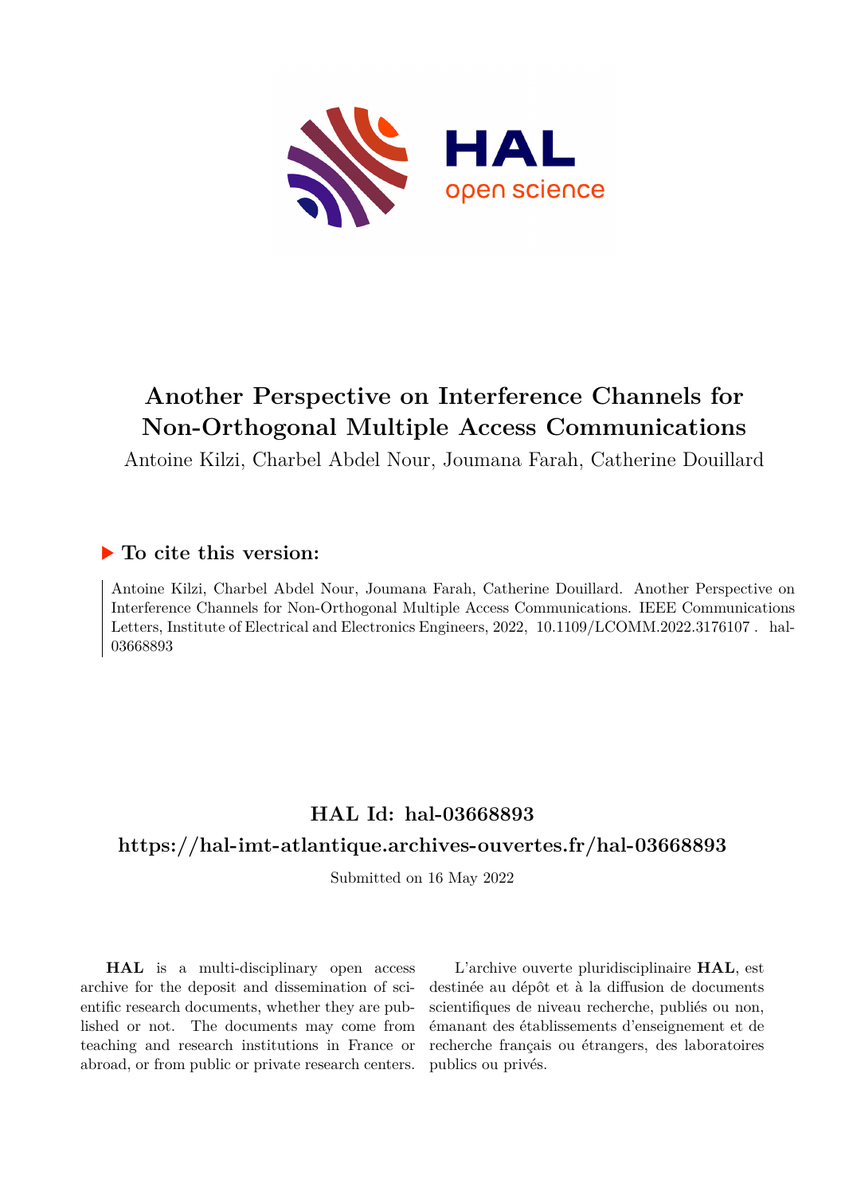# Another Perspective on Interference Channels for Non-Orthogonal Multiple Access Communications

Antoine Kilzi, Charbel Abdel Nour, Joumana Farah, Catherine Douillard

## ▶ To cite this version:

Antoine Kilzi, Charbel Abdel Nour, Joumana Farah, Catherine Douillard. Another Perspective on Interference Channels for Non-Orthogonal Multiple Access Communications. IEEE Communications Letters, Institute of Electrical and Electronics Engineers, 2022, 10.1109/LCOMM.2022.3176107 . hal-03668893

## HAL Id: hal-03668893

## https://hal-imt-atlantique.archives-ouvertes.fr/hal-03668893

Submitted on 16 May 2022

**HAL** is a multi-disciplinary open access archive for the deposit and dissemination of scientific research documents, whether they are published or not. The documents may come from teaching and research institutions in France or abroad, or from public or private research centers.

L'archive ouverte pluridisciplinaire **HAL**, est destinée au dépôt et à la diffusion de documents scientifiques de niveau recherche, publiés ou non, émanant des établissements d'enseignement et de recherche français ou étrangers, des laboratoires publics ou privés.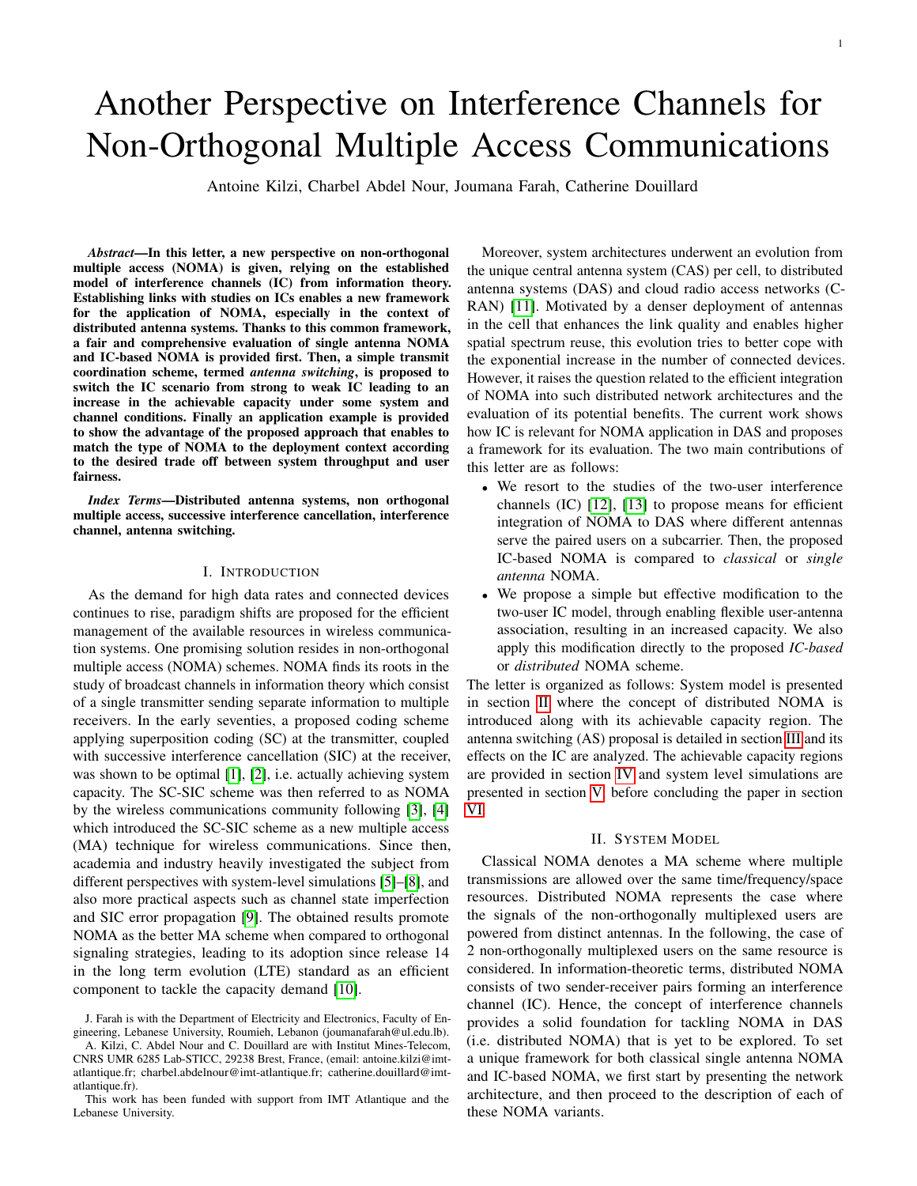# Another Perspective on Interference Channels for Non-Orthogonal Multiple Access Communications

Antoine Kilzi, Charbel Abdel Nour, Joumana Farah, Catherine Douillard

***Abstract*—In this letter, a new perspective on non-orthogonal multiple access (NOMA) is given, relying on the established model of interference channels (IC) from information theory. Establishing links with studies on ICs enables a new framework for the application of NOMA, especially in the context of distributed antenna systems. Thanks to this common framework, a fair and comprehensive evaluation of single antenna NOMA and IC-based NOMA is provided first. Then, a simple transmit coordination scheme, termed *antenna switching*, is proposed to switch the IC scenario from strong to weak IC leading to an increase in the achievable capacity under some system and channel conditions. Finally an application example is provided to show the advantage of the proposed approach that enables to match the type of NOMA to the deployment context according to the desired trade off between system throughput and user fairness.**

***Index Terms*—Distributed antenna systems, non orthogonal multiple access, successive interference cancellation, interference channel, antenna switching.**

## I. Introduction

As the demand for high data rates and connected devices continues to rise, paradigm shifts are proposed for the efficient management of the available resources in wireless communication systems. One promising solution resides in non-orthogonal multiple access (NOMA) schemes. NOMA finds its roots in the study of broadcast channels in information theory which consist of a single transmitter sending separate information to multiple receivers. In the early seventies, a proposed coding scheme applying superposition coding (SC) at the transmitter, coupled with successive interference cancellation (SIC) at the receiver, was shown to be optimal [1], [2], i.e. actually achieving system capacity. The SC-SIC scheme was then referred to as NOMA by the wireless communications community following [3], [4] which introduced the SC-SIC scheme as a new multiple access (MA) technique for wireless communications. Since then, academia and industry heavily investigated the subject from different perspectives with system-level simulations [5]–[8], and also more practical aspects such as channel state imperfection and SIC error propagation [9]. The obtained results promote NOMA as the better MA scheme when compared to orthogonal signaling strategies, leading to its adoption since release 14 in the long term evolution (LTE) standard as an efficient component to tackle the capacity demand [10].

J. Farah is with the Department of Electricity and Electronics, Faculty of Engineering, Lebanese University, Roumieh, Lebanon (joumanafarah@ul.edu.lb).

A. Kilzi, C. Abdel Nour and C. Douillard are with Institut Mines-Telecom, CNRS UMR 6285 Lab-STICC, 29238 Brest, France, (email: antoine.kilzi@imt-atlantique.fr; charbel.abdelnour@imt-atlantique.fr; catherine.douillard@imt-atlantique.fr).

This work has been funded with support from IMT Atlantique and the Lebanese University.

Moreover, system architectures underwent an evolution from the unique central antenna system (CAS) per cell, to distributed antenna systems (DAS) and cloud radio access networks (C-RAN) [11]. Motivated by a denser deployment of antennas in the cell that enhances the link quality and enables higher spatial spectrum reuse, this evolution tries to better cope with the exponential increase in the number of connected devices. However, it raises the question related to the efficient integration of NOMA into such distributed network architectures and the evaluation of its potential benefits. The current work shows how IC is relevant for NOMA application in DAS and proposes a framework for its evaluation. The two main contributions of this letter are as follows:

- We resort to the studies of the two-user interference channels (IC) [12], [13] to propose means for efficient integration of NOMA to DAS where different antennas serve the paired users on a subcarrier. Then, the proposed IC-based NOMA is compared to *classical* or *single antenna* NOMA.
- We propose a simple but effective modification to the two-user IC model, through enabling flexible user-antenna association, resulting in an increased capacity. We also apply this modification directly to the proposed *IC-based* or *distributed* NOMA scheme.

The letter is organized as follows: System model is presented in section II where the concept of distributed NOMA is introduced along with its achievable capacity region. The antenna switching (AS) proposal is detailed in section III and its effects on the IC are analyzed. The achievable capacity regions are provided in section IV and system level simulations are presented in section V before concluding the paper in section VI.

## II. System Model

Classical NOMA denotes a MA scheme where multiple transmissions are allowed over the same time/frequency/space resources. Distributed NOMA represents the case where the signals of the non-orthogonally multiplexed users are powered from distinct antennas. In the following, the case of 2 non-orthogonally multiplexed users on the same resource is considered. In information-theoretic terms, distributed NOMA consists of two sender-receiver pairs forming an interference channel (IC). Hence, the concept of interference channels provides a solid foundation for tackling NOMA in DAS (i.e. distributed NOMA) that is yet to be explored. To set a unique framework for both classical single antenna NOMA and IC-based NOMA, we first start by presenting the network architecture, and then proceed to the description of each of these NOMA variants.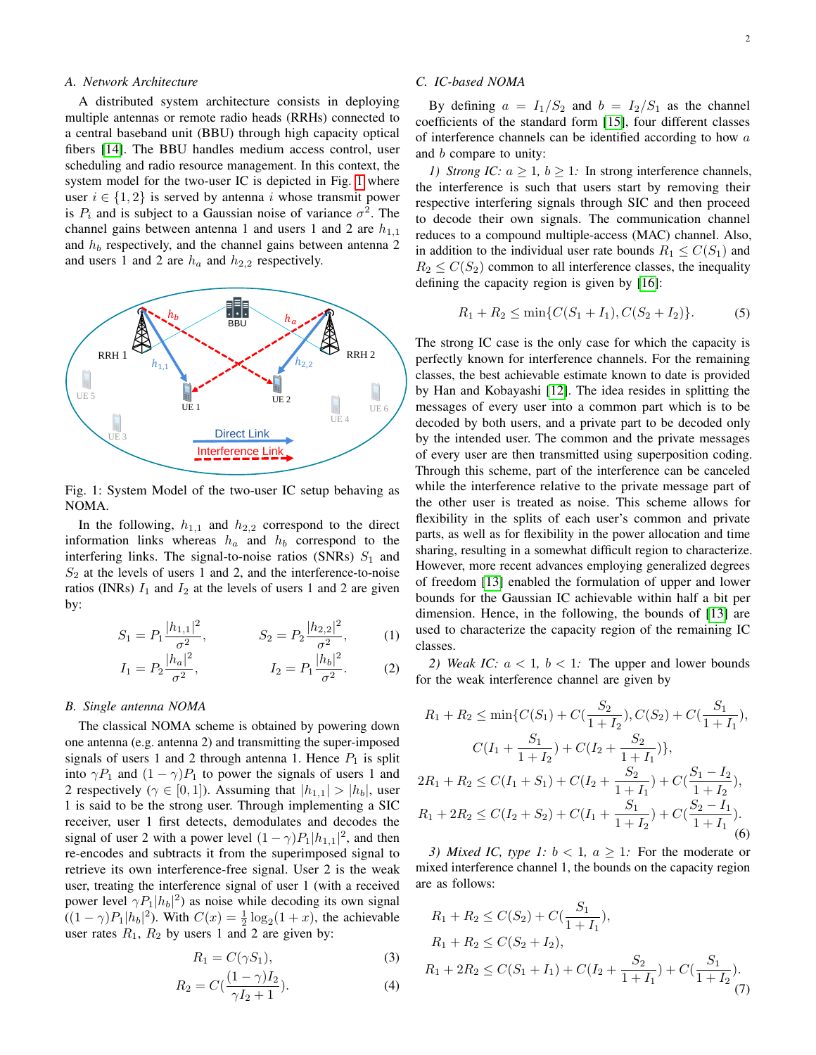### A. Network Architecture

A distributed system architecture consists in deploying multiple antennas or remote radio heads (RRHs) connected to a central baseband unit (BBU) through high capacity optical fibers [14]. The BBU handles medium access control, user scheduling and radio resource management. In this context, the system model for the two-user IC is depicted in Fig. 1 where user $i \in \{1, 2\}$ is served by antenna $i$ whose transmit power is $P_i$ and is subject to a Gaussian noise of variance $\sigma^2$. The channel gains between antenna 1 and users 1 and 2 are $h_{1,1}$ and $h_b$ respectively, and the channel gains between antenna 2 and users 1 and 2 are $h_a$ and $h_{2,2}$ respectively.

Fig. 1: System Model of the two-user IC setup behaving as NOMA.

In the following, $h_{1,1}$ and $h_{2,2}$ correspond to the direct information links whereas $h_a$ and $h_b$ correspond to the interfering links. The signal-to-noise ratios (SNRs) $S_1$ and $S_2$ at the levels of users 1 and 2, and the interference-to-noise ratios (INRs) $I_1$ and $I_2$ at the levels of users 1 and 2 are given by:

$$S_1 = P_1 \frac{|h_{1,1}|^2}{\sigma^2}, \qquad S_2 = P_2 \frac{|h_{2,2}|^2}{\sigma^2}, \tag{1}$$

$$I_1 = P_2 \frac{|h_a|^2}{\sigma^2}, \qquad I_2 = P_1 \frac{|h_b|^2}{\sigma^2}. \tag{2}$$

### B. Single antenna NOMA

The classical NOMA scheme is obtained by powering down one antenna (e.g. antenna 2) and transmitting the super-imposed signals of users 1 and 2 through antenna 1. Hence $P_1$ is split into $\gamma P_1$ and $(1-\gamma)P_1$ to power the signals of users 1 and 2 respectively ($\gamma \in [0, 1]$). Assuming that $|h_{1,1}| > |h_b|$, user 1 is said to be the strong user. Through implementing a SIC receiver, user 1 first detects, demodulates and decodes the signal of user 2 with a power level $(1-\gamma)P_1|h_{1,1}|^2$, and then re-encodes and subtracts it from the superimposed signal to retrieve its own interference-free signal. User 2 is the weak user, treating the interference signal of user 1 (with a received power level $\gamma P_1 |h_b|^2$) as noise while decoding its own signal ($(1-\gamma)P_1|h_b|^2$). With $C(x) = \frac{1}{2}\log_2(1+x)$, the achievable user rates $R_1$, $R_2$ by users 1 and 2 are given by:

$$R_1 = C(\gamma S_1), \tag{3}$$

$$R_2 = C\left(\frac{(1-\gamma)I_2}{\gamma I_2 + 1}\right). \tag{4}$$

### C. IC-based NOMA

By defining $a = I_1/S_2$ and $b = I_2/S_1$ as the channel coefficients of the standard form [15], four different classes of interference channels can be identified according to how $a$ and $b$ compare to unity:

*1) Strong IC: $a \geq 1$, $b \geq 1$:* In strong interference channels, the interference is such that users start by removing their respective interfering signals through SIC and then proceed to decode their own signals. The communication channel reduces to a compound multiple-access (MAC) channel. Also, in addition to the individual user rate bounds $R_1 \leq C(S_1)$ and $R_2 \leq C(S_2)$ common to all interference classes, the inequality defining the capacity region is given by [16]:

$$R_1 + R_2 \leq \min\{C(S_1 + I_1), C(S_2 + I_2)\}. \tag{5}$$

The strong IC case is the only case for which the capacity is perfectly known for interference channels. For the remaining classes, the best achievable estimate known to date is provided by Han and Kobayashi [12]. The idea resides in splitting the messages of every user into a common part which is to be decoded by both users, and a private part to be decoded only by the intended user. The common and the private messages of every user are then transmitted using superposition coding. Through this scheme, part of the interference can be canceled while the interference relative to the private message part of the other user is treated as noise. This scheme allows for flexibility in the splits of each user's common and private parts, as well as for flexibility in the power allocation and time sharing, resulting in a somewhat difficult region to characterize. However, more recent advances employing generalized degrees of freedom [13] enabled the formulation of upper and lower bounds for the Gaussian IC achievable within half a bit per dimension. Hence, in the following, the bounds of [13] are used to characterize the capacity region of the remaining IC classes.

*2) Weak IC: $a < 1$, $b < 1$:* The upper and lower bounds for the weak interference channel are given by

$$\begin{aligned}
R_1 + R_2 &\leq \min\{C(S_1) + C(\frac{S_2}{1+I_2}), C(S_2) + C(\frac{S_1}{1+I_1}),\\
&\qquad C(I_1 + \frac{S_1}{1+I_2}) + C(I_2 + \frac{S_2}{1+I_1})\},\\
2R_1 + R_2 &\leq C(I_1 + S_1) + C(I_2 + \frac{S_2}{1+I_1}) + C(\frac{S_1 - I_2}{1+I_2}),\\
R_1 + 2R_2 &\leq C(I_2 + S_2) + C(I_1 + \frac{S_1}{1+I_2}) + C(\frac{S_2 - I_1}{1+I_1}).
\end{aligned} \tag{6}$$

*3) Mixed IC, type 1: $b < 1$, $a \geq 1$:* For the moderate or mixed interference channel 1, the bounds on the capacity region are as follows:

$$\begin{aligned}
R_1 + R_2 &\leq C(S_2) + C(\frac{S_1}{1+I_1}),\\
R_1 + R_2 &\leq C(S_2 + I_2),\\
R_1 + 2R_2 &\leq C(S_1 + I_1) + C(I_2 + \frac{S_2}{1+I_1}) + C(\frac{S_1}{1+I_2}).
\end{aligned} \tag{7}$$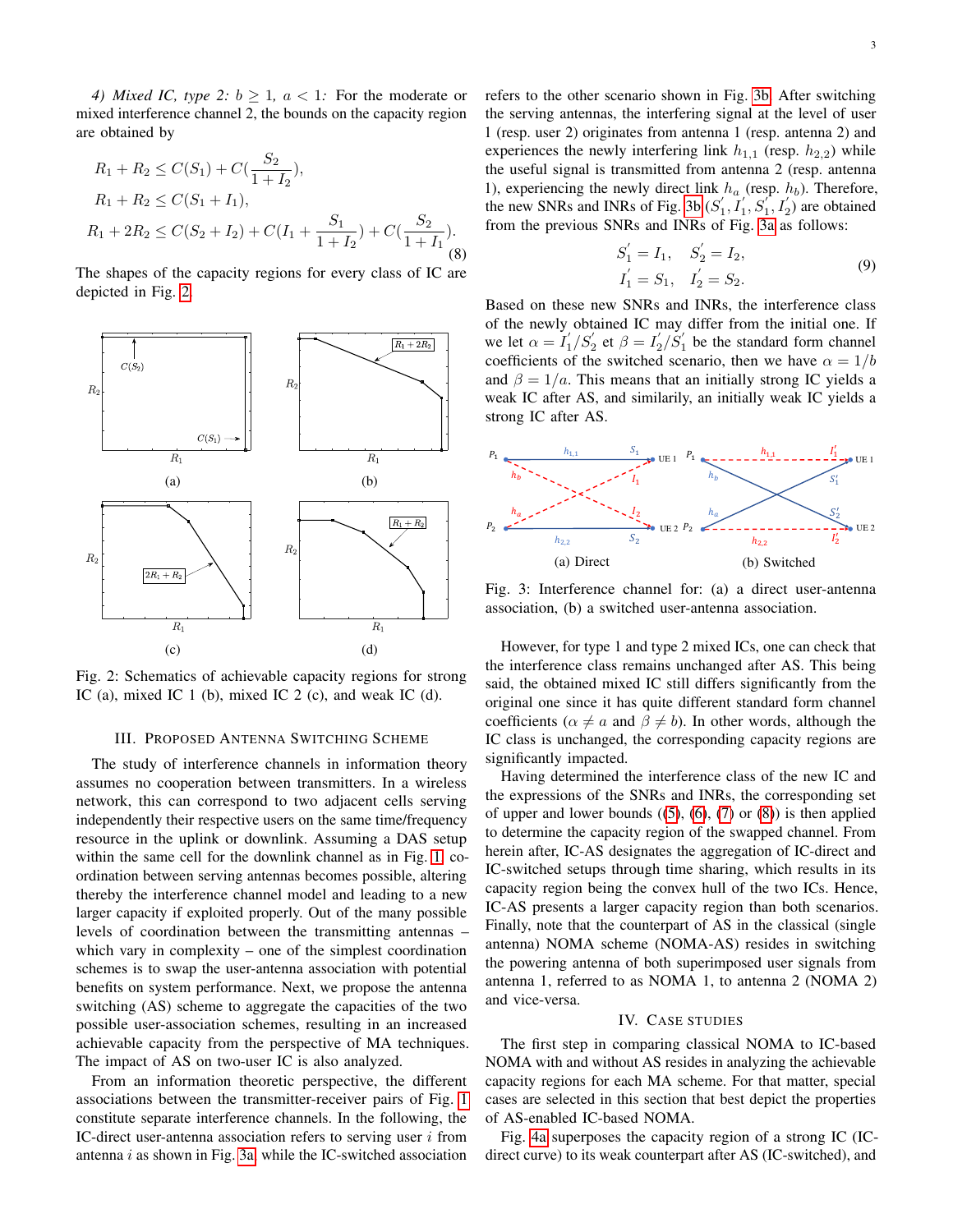*4) Mixed IC, type 2: $b \geq 1$, $a < 1$:* For the moderate or mixed interference channel 2, the bounds on the capacity region are obtained by

$$
\begin{aligned}
&R_1 + R_2 \leq C(S_1) + C(\frac{S_2}{1+I_2}),\\
&R_1 + R_2 \leq C(S_1 + I_1),\\
&R_1 + 2R_2 \leq C(S_2 + I_2) + C(I_1 + \frac{S_1}{1+I_2}) + C(\frac{S_2}{1+I_1}).
\end{aligned}
\tag{8}
$$

The shapes of the capacity regions for every class of IC are depicted in Fig. 2.

Fig. 2: Schematics of achievable capacity regions for strong IC (a), mixed IC 1 (b), mixed IC 2 (c), and weak IC (d).

## III. Proposed Antenna Switching Scheme

The study of interference channels in information theory assumes no cooperation between transmitters. In a wireless network, this can correspond to two adjacent cells serving independently their respective users on the same time/frequency resource in the uplink or downlink. Assuming a DAS setup within the same cell for the downlink channel as in Fig. 1, coordination between serving antennas becomes possible, altering thereby the interference channel model and leading to a new larger capacity if exploited properly. Out of the many possible levels of coordination between the transmitting antennas – which vary in complexity – one of the simplest coordination schemes is to swap the user-antenna association with potential benefits on system performance. Next, we propose the antenna switching (AS) scheme to aggregate the capacities of the two possible user-association schemes, resulting in an increased achievable capacity from the perspective of MA techniques. The impact of AS on two-user IC is also analyzed.

From an information theoretic perspective, the different associations between the transmitter-receiver pairs of Fig. 1 constitute separate interference channels. In the following, the IC-direct user-antenna association refers to serving user $i$ from antenna $i$ as shown in Fig. 3a, while the IC-switched association refers to the other scenario shown in Fig. 3b. After switching the serving antennas, the interfering signal at the level of user 1 (resp. user 2) originates from antenna 1 (resp. antenna 2) and experiences the newly interfering link $h_{1,1}$ (resp. $h_{2,2}$) while the useful signal is transmitted from antenna 2 (resp. antenna 1), experiencing the newly direct link $h_a$ (resp. $h_b$). Therefore, the new SNRs and INRs of Fig. 3b ($S_1^{'}, I_1^{'}, S_1^{'}, I_2^{'}$) are obtained from the previous SNRs and INRs of Fig. 3a as follows:

$$
\begin{aligned}
S_1^{'} = I_1, \quad S_2^{'} = I_2,\\
I_1^{'} = S_1, \quad I_2^{'} = S_2.
\end{aligned}
\tag{9}
$$

Based on these new SNRs and INRs, the interference class of the newly obtained IC may differ from the initial one. If we let $\alpha = I_1^{'}/S_2^{'}$ et $\beta = I_2^{'}/S_1^{'}$ be the standard form channel coefficients of the switched scenario, then we have $\alpha = 1/b$ and $\beta = 1/a$. This means that an initially strong IC yields a weak IC after AS, and similarly, an initially weak IC yields a strong IC after AS.

Fig. 3: Interference channel for: (a) a direct user-antenna association, (b) a switched user-antenna association.

However, for type 1 and type 2 mixed ICs, one can check that the interference class remains unchanged after AS. This being said, the obtained mixed IC still differs significantly from the original one since it has quite different standard form channel coefficients ($\alpha \neq a$ and $\beta \neq b$). In other words, although the IC class is unchanged, the corresponding capacity regions are significantly impacted.

Having determined the interference class of the new IC and the expressions of the SNRs and INRs, the corresponding set of upper and lower bounds ((5), (6), (7) or (8)) is then applied to determine the capacity region of the swapped channel. From herein after, IC-AS designates the aggregation of IC-direct and IC-switched setups through time sharing, which results in its capacity region being the convex hull of the two ICs. Hence, IC-AS presents a larger capacity region than both scenarios. Finally, note that the counterpart of AS in the classical (single antenna) NOMA scheme (NOMA-AS) resides in switching the powering antenna of both superimposed user signals from antenna 1, referred to as NOMA 1, to antenna 2 (NOMA 2) and vice-versa.

## IV. Case Studies

The first step in comparing classical NOMA to IC-based NOMA with and without AS resides in analyzing the achievable capacity regions for each MA scheme. For that matter, special cases are selected in this section that best depict the properties of AS-enabled IC-based NOMA.

Fig. 4a superposes the capacity region of a strong IC (IC-direct curve) to its weak counterpart after AS (IC-switched), and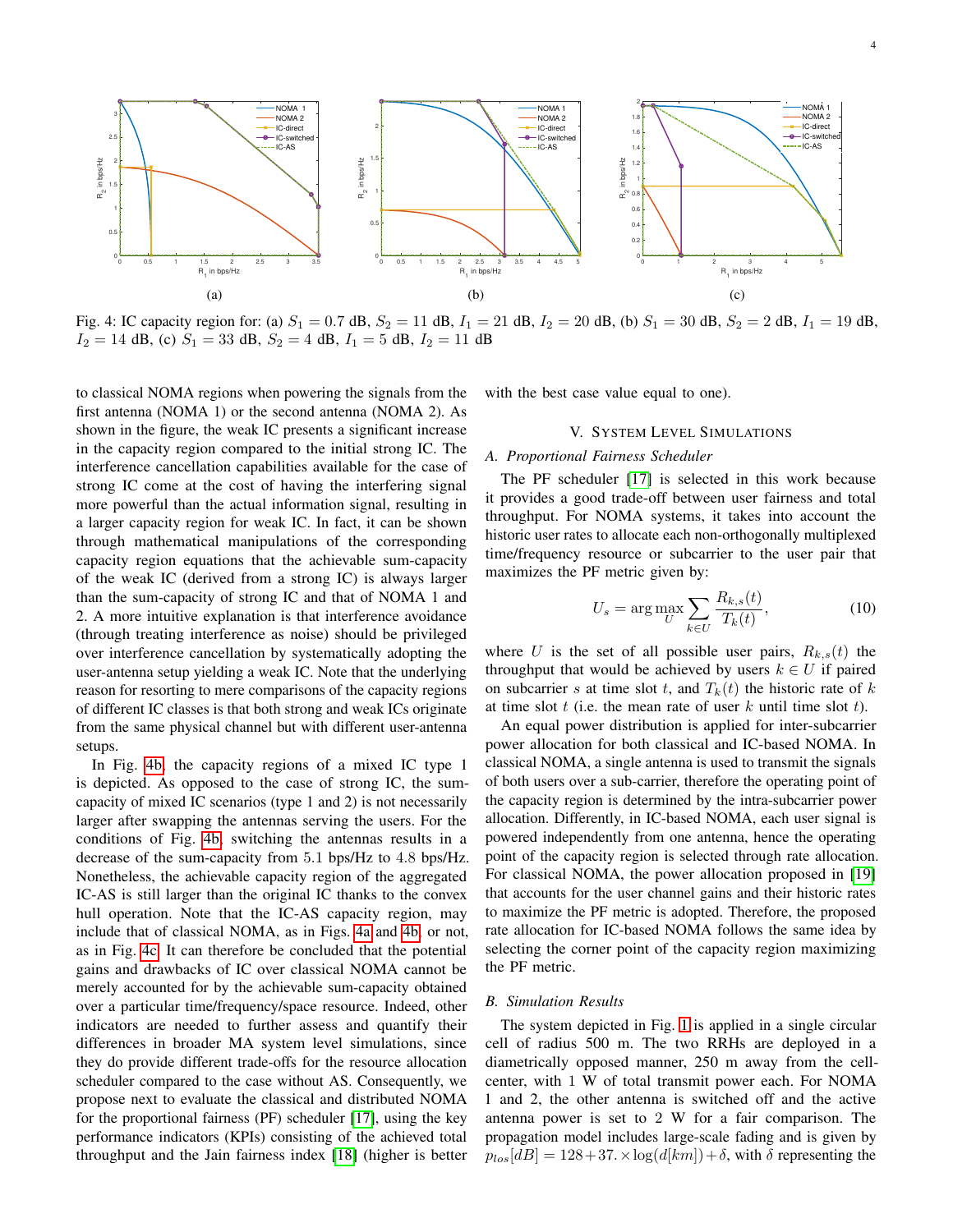Fig. 4: IC capacity region for: (a) $S_1 = 0.7$ dB, $S_2 = 11$ dB, $I_1 = 21$ dB, $I_2 = 20$ dB, (b) $S_1 = 30$ dB, $S_2 = 2$ dB, $I_1 = 19$ dB, $I_2 = 14$ dB, (c) $S_1 = 33$ dB, $S_2 = 4$ dB, $I_1 = 5$ dB, $I_2 = 11$ dB

to classical NOMA regions when powering the signals from the first antenna (NOMA 1) or the second antenna (NOMA 2). As shown in the figure, the weak IC presents a significant increase in the capacity region compared to the initial strong IC. The interference cancellation capabilities available for the case of strong IC come at the cost of having the interfering signal more powerful than the actual information signal, resulting in a larger capacity region for weak IC. In fact, it can be shown through mathematical manipulations of the corresponding capacity region equations that the achievable sum-capacity of the weak IC (derived from a strong IC) is always larger than the sum-capacity of strong IC and that of NOMA 1 and 2. A more intuitive explanation is that interference avoidance (through treating interference as noise) should be privileged over interference cancellation by systematically adopting the user-antenna setup yielding a weak IC. Note that the underlying reason for resorting to mere comparisons of the capacity regions of different IC classes is that both strong and weak ICs originate from the same physical channel but with different user-antenna setups.

In Fig. 4b, the capacity regions of a mixed IC type 1 is depicted. As opposed to the case of strong IC, the sum-capacity of mixed IC scenarios (type 1 and 2) is not necessarily larger after swapping the antennas serving the users. For the conditions of Fig. 4b, switching the antennas results in a decrease of the sum-capacity from 5.1 bps/Hz to 4.8 bps/Hz. Nonetheless, the achievable capacity region of the aggregated IC-AS is still larger than the original IC thanks to the convex hull operation. Note that the IC-AS capacity region, may include that of classical NOMA, as in Figs. 4a and 4b, or not, as in Fig. 4c. It can therefore be concluded that the potential gains and drawbacks of IC over classical NOMA cannot be merely accounted for by the achievable sum-capacity obtained over a particular time/frequency/space resource. Indeed, other indicators are needed to further assess and quantify their differences in broader MA system level simulations, since they do provide different trade-offs for the resource allocation scheduler compared to the case without AS. Consequently, we propose next to evaluate the classical and distributed NOMA for the proportional fairness (PF) scheduler [17], using the key performance indicators (KPIs) consisting of the achieved total throughput and the Jain fairness index [18] (higher is better with the best case value equal to one).

## V. System Level Simulations

### A. Proportional Fairness Scheduler

The PF scheduler [17] is selected in this work because it provides a good trade-off between user fairness and total throughput. For NOMA systems, it takes into account the historic user rates to allocate each non-orthogonally multiplexed time/frequency resource or subcarrier to the user pair that maximizes the PF metric given by:

$$U_s = \arg\max_{U} \sum_{k \in U} \frac{R_{k,s}(t)}{T_k(t)}, \tag{10}$$

where $U$ is the set of all possible user pairs, $R_{k,s}(t)$ the throughput that would be achieved by users $k \in U$ if paired on subcarrier $s$ at time slot $t$, and $T_k(t)$ the historic rate of $k$ at time slot $t$ (i.e. the mean rate of user $k$ until time slot $t$).

An equal power distribution is applied for inter-subcarrier power allocation for both classical and IC-based NOMA. In classical NOMA, a single antenna is used to transmit the signals of both users over a sub-carrier, therefore the operating point of the capacity region is determined by the intra-subcarrier power allocation. Differently, in IC-based NOMA, each user signal is powered independently from one antenna, hence the operating point of the capacity region is selected through rate allocation. For classical NOMA, the power allocation proposed in [19] that accounts for the user channel gains and their historic rates to maximize the PF metric is adopted. Therefore, the proposed rate allocation for IC-based NOMA follows the same idea by selecting the corner point of the capacity region maximizing the PF metric.

### B. Simulation Results

The system depicted in Fig. 1 is applied in a single circular cell of radius 500 m. The two RRHs are deployed in a diametrically opposed manner, 250 m away from the cell-center, with 1 W of total transmit power each. For NOMA 1 and 2, the other antenna is switched off and the active antenna power is set to 2 W for a fair comparison. The propagation model includes large-scale fading and is given by $p_{los}[dB] = 128 + 37. \times \log(d[km]) + \delta$, with $\delta$ representing the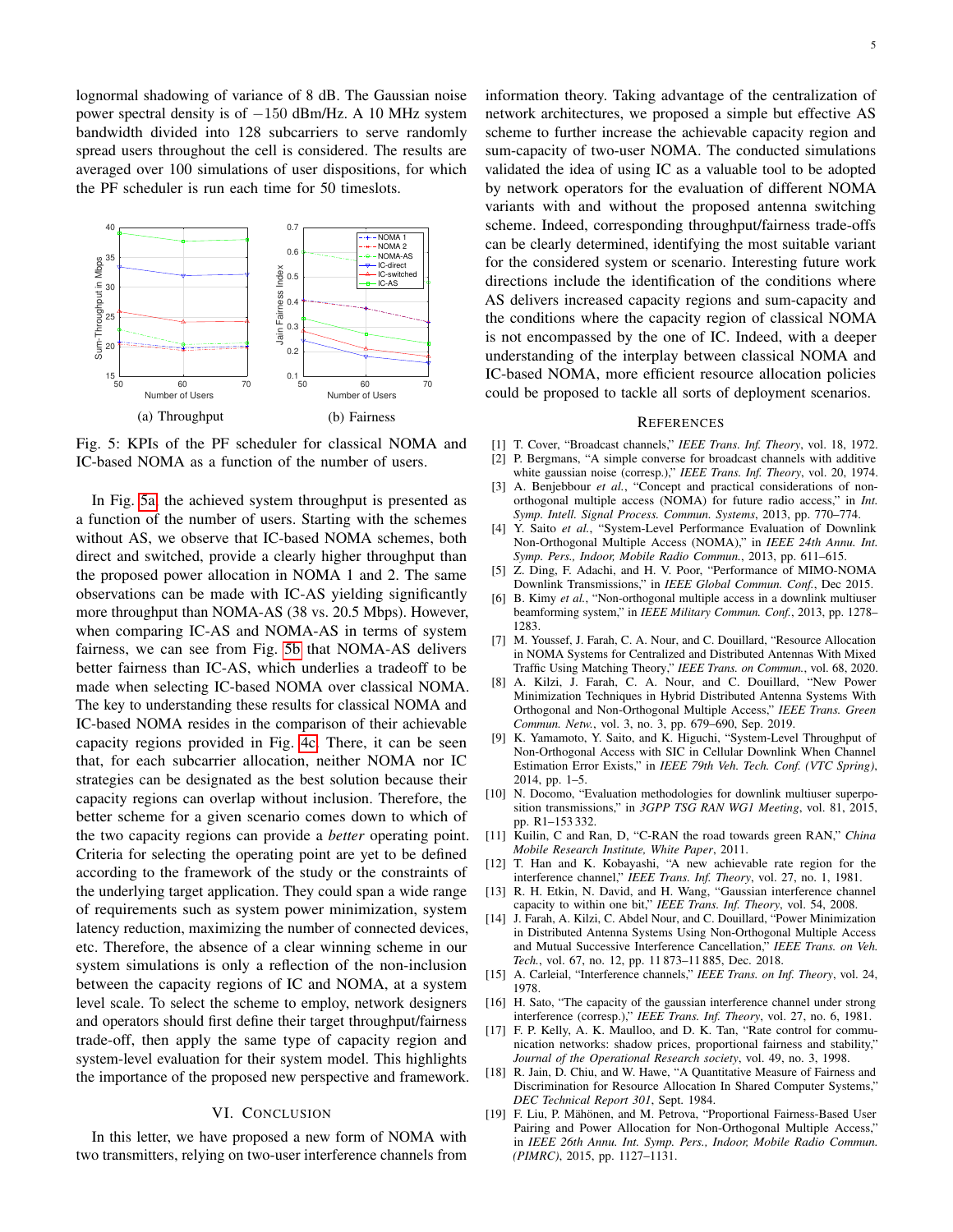lognormal shadowing of variance of 8 dB. The Gaussian noise power spectral density is of $-150$ dBm/Hz. A 10 MHz system bandwidth divided into 128 subcarriers to serve randomly spread users throughout the cell is considered. The results are averaged over 100 simulations of user dispositions, for which the PF scheduler is run each time for 50 timeslots.

Sum-Throughput in Mbps
40
35
30
25
20
15
50 60 70
Number of Users

(a) Throughput

Jain Fairness Index
0.7
0.6
0.5
0.4
0.3
0.2
0.1
50 60 70
Number of Users

NOMA 1
NOMA 2
NOMA-AS
IC-direct
IC-switched
IC-AS

(b) Fairness

Fig. 5: KPIs of the PF scheduler for classical NOMA and IC-based NOMA as a function of the number of users.

In Fig. 5a, the achieved system throughput is presented as a function of the number of users. Starting with the schemes without AS, we observe that IC-based NOMA schemes, both direct and switched, provide a clearly higher throughput than the proposed power allocation in NOMA 1 and 2. The same observations can be made with IC-AS yielding significantly more throughput than NOMA-AS (38 vs. 20.5 Mbps). However, when comparing IC-AS and NOMA-AS in terms of system fairness, we can see from Fig. 5b that NOMA-AS delivers better fairness than IC-AS, which underlies a tradeoff to be made when selecting IC-based NOMA over classical NOMA. The key to understanding these results for classical NOMA and IC-based NOMA resides in the comparison of their achievable capacity regions provided in Fig. 4c. There, it can be seen that, for each subcarrier allocation, neither NOMA nor IC strategies can be designated as the best solution because their capacity regions can overlap without inclusion. Therefore, the better scheme for a given scenario comes down to which of the two capacity regions can provide a *better* operating point. Criteria for selecting the operating point are yet to be defined according to the framework of the study or the constraints of the underlying target application. They could span a wide range of requirements such as system power minimization, system latency reduction, maximizing the number of connected devices, etc. Therefore, the absence of a clear winning scheme in our system simulations is only a reflection of the non-inclusion between the capacity regions of IC and NOMA, at a system level scale. To select the scheme to employ, network designers and operators should first define their target throughput/fairness trade-off, then apply the same type of capacity region and system-level evaluation for their system model. This highlights the importance of the proposed new perspective and framework.

## VI. Conclusion

In this letter, we have proposed a new form of NOMA with two transmitters, relying on two-user interference channels from information theory. Taking advantage of the centralization of network architectures, we proposed a simple but effective AS scheme to further increase the achievable capacity region and sum-capacity of two-user NOMA. The conducted simulations validated the idea of using IC as a valuable tool to be adopted by network operators for the evaluation of different NOMA variants with and without the proposed antenna switching scheme. Indeed, corresponding throughput/fairness trade-offs can be clearly determined, identifying the most suitable variant for the considered system or scenario. Interesting future work directions include the identification of the conditions where AS delivers increased capacity regions and sum-capacity and the conditions where the capacity region of classical NOMA is not encompassed by the one of IC. Indeed, with a deeper understanding of the interplay between classical NOMA and IC-based NOMA, more efficient resource allocation policies could be proposed to tackle all sorts of deployment scenarios.

## References

[1] T. Cover, "Broadcast channels," *IEEE Trans. Inf. Theory*, vol. 18, 1972.

[2] P. Bergmans, "A simple converse for broadcast channels with additive white gaussian noise (corresp.)," *IEEE Trans. Inf. Theory*, vol. 20, 1974.

[3] A. Benjebbour *et al.*, "Concept and practical considerations of non-orthogonal multiple access (NOMA) for future radio access," in *Int. Symp. Intell. Signal Process. Commun. Systems*, 2013, pp. 770–774.

[4] Y. Saito *et al.*, "System-Level Performance Evaluation of Downlink Non-Orthogonal Multiple Access (NOMA)," in *IEEE 24th Annu. Int. Symp. Pers., Indoor, Mobile Radio Commun.*, 2013, pp. 611–615.

[5] Z. Ding, F. Adachi, and H. V. Poor, "Performance of MIMO-NOMA Downlink Transmissions," in *IEEE Global Commun. Conf.*, Dec 2015.

[6] B. Kimy *et al.*, "Non-orthogonal multiple access in a downlink multiuser beamforming system," in *IEEE Military Commun. Conf.*, 2013, pp. 1278–1283.

[7] M. Youssef, J. Farah, C. A. Nour, and C. Douillard, "Resource Allocation in NOMA Systems for Centralized and Distributed Antennas With Mixed Traffic Using Matching Theory," *IEEE Trans. on Commun.*, vol. 68, 2020.

[8] A. Kilzi, J. Farah, C. A. Nour, and C. Douillard, "New Power Minimization Techniques in Hybrid Distributed Antenna Systems With Orthogonal and Non-Orthogonal Multiple Access," *IEEE Trans. Green Commun. Netw.*, vol. 3, no. 3, pp. 679–690, Sep. 2019.

[9] K. Yamamoto, Y. Saito, and K. Higuchi, "System-Level Throughput of Non-Orthogonal Access with SIC in Cellular Downlink When Channel Estimation Error Exists," in *IEEE 79th Veh. Tech. Conf. (VTC Spring)*, 2014, pp. 1–5.

[10] N. Docomo, "Evaluation methodologies for downlink multiuser superposition transmissions," in *3GPP TSG RAN WG1 Meeting*, vol. 81, 2015, pp. R1–153 332.

[11] Kuilin, C and Ran, D, "C-RAN the road towards green RAN," *China Mobile Research Institute, White Paper*, 2011.

[12] T. Han and K. Kobayashi, "A new achievable rate region for the interference channel," *IEEE Trans. Inf. Theory*, vol. 27, no. 1, 1981.

[13] R. H. Etkin, N. David, and H. Wang, "Gaussian interference channel capacity to within one bit," *IEEE Trans. Inf. Theory*, vol. 54, 2008.

[14] J. Farah, A. Kilzi, C. Abdel Nour, and C. Douillard, "Power Minimization in Distributed Antenna Systems Using Non-Orthogonal Multiple Access and Mutual Successive Interference Cancellation," *IEEE Trans. on Veh. Tech.*, vol. 67, no. 12, pp. 11 873–11 885, Dec. 2018.

[15] A. Carleial, "Interference channels," *IEEE Trans. on Inf. Theory*, vol. 24, 1978.

[16] H. Sato, "The capacity of the gaussian interference channel under strong interference (corresp.)," *IEEE Trans. Inf. Theory*, vol. 27, no. 6, 1981.

[17] F. P. Kelly, A. K. Maulloo, and D. K. Tan, "Rate control for communication networks: shadow prices, proportional fairness and stability," *Journal of the Operational Research society*, vol. 49, no. 3, 1998.

[18] R. Jain, D. Chiu, and W. Hawe, "A Quantitative Measure of Fairness and Discrimination for Resource Allocation In Shared Computer Systems," *DEC Technical Report 301*, Sept. 1984.

[19] F. Liu, P. Mähönen, and M. Petrova, "Proportional Fairness-Based User Pairing and Power Allocation for Non-Orthogonal Multiple Access," in *IEEE 26th Annu. Int. Symp. Pers., Indoor, Mobile Radio Commun. (PIMRC)*, 2015, pp. 1127–1131.